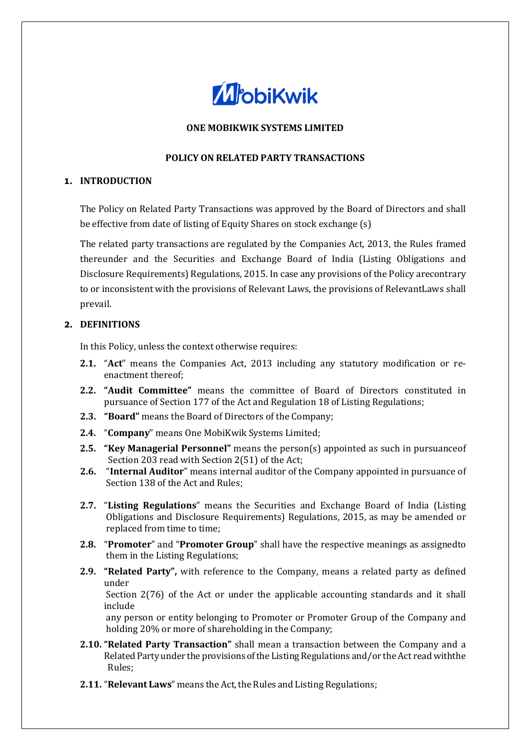**ONE MOBIKWIK SYSTEMS LIMITED**

**POLICY ON RELATED PARTY TRANSACTIONS**

## 1. INTRODUCTION

The Policy on Related Party Transactions was approved by the Board of Directors and shall be effective from date of listing of Equity Shares on stock exchange (s)

The related party transactions are regulated by the Companies Act, 2013, the Rules framed thereunder and the Securities and Exchange Board of India (Listing Obligations and Disclosure Requirements) Regulations, 2015. In case any provisions of the Policy arecontrary to or inconsistent with the provisions of Relevant Laws, the provisions of RelevantLaws shall prevail.

## 2. DEFINITIONS

In this Policy, unless the context otherwise requires:

**2.1.** "**Act**" means the Companies Act, 2013 including any statutory modification or re-enactment thereof;

**2.2.** **"Audit Committee"** means the committee of Board of Directors constituted in pursuance of Section 177 of the Act and Regulation 18 of Listing Regulations;

**2.3.** **"Board"** means the Board of Directors of the Company;

**2.4.** "**Company**" means One MobiKwik Systems Limited;

**2.5.** **"Key Managerial Personnel"** means the person(s) appointed as such in pursuanceof Section 203 read with Section 2(51) of the Act;

**2.6.** "**Internal Auditor**" means internal auditor of the Company appointed in pursuance of Section 138 of the Act and Rules;

**2.7.** "**Listing Regulations**" means the Securities and Exchange Board of India (Listing Obligations and Disclosure Requirements) Regulations, 2015, as may be amended or replaced from time to time;

**2.8.** "**Promoter**" and "**Promoter Group**" shall have the respective meanings as assignedto them in the Listing Regulations;

**2.9.** **"Related Party",** with reference to the Company, means a related party as defined under Section 2(76) of the Act or under the applicable accounting standards and it shall include any person or entity belonging to Promoter or Promoter Group of the Company and holding 20% or more of shareholding in the Company;

**2.10.** **"Related Party Transaction"** shall mean a transaction between the Company and a Related Party under the provisions of the Listing Regulations and/or the Act read withthe Rules;

**2.11.** "**Relevant Laws**" means the Act, the Rules and Listing Regulations;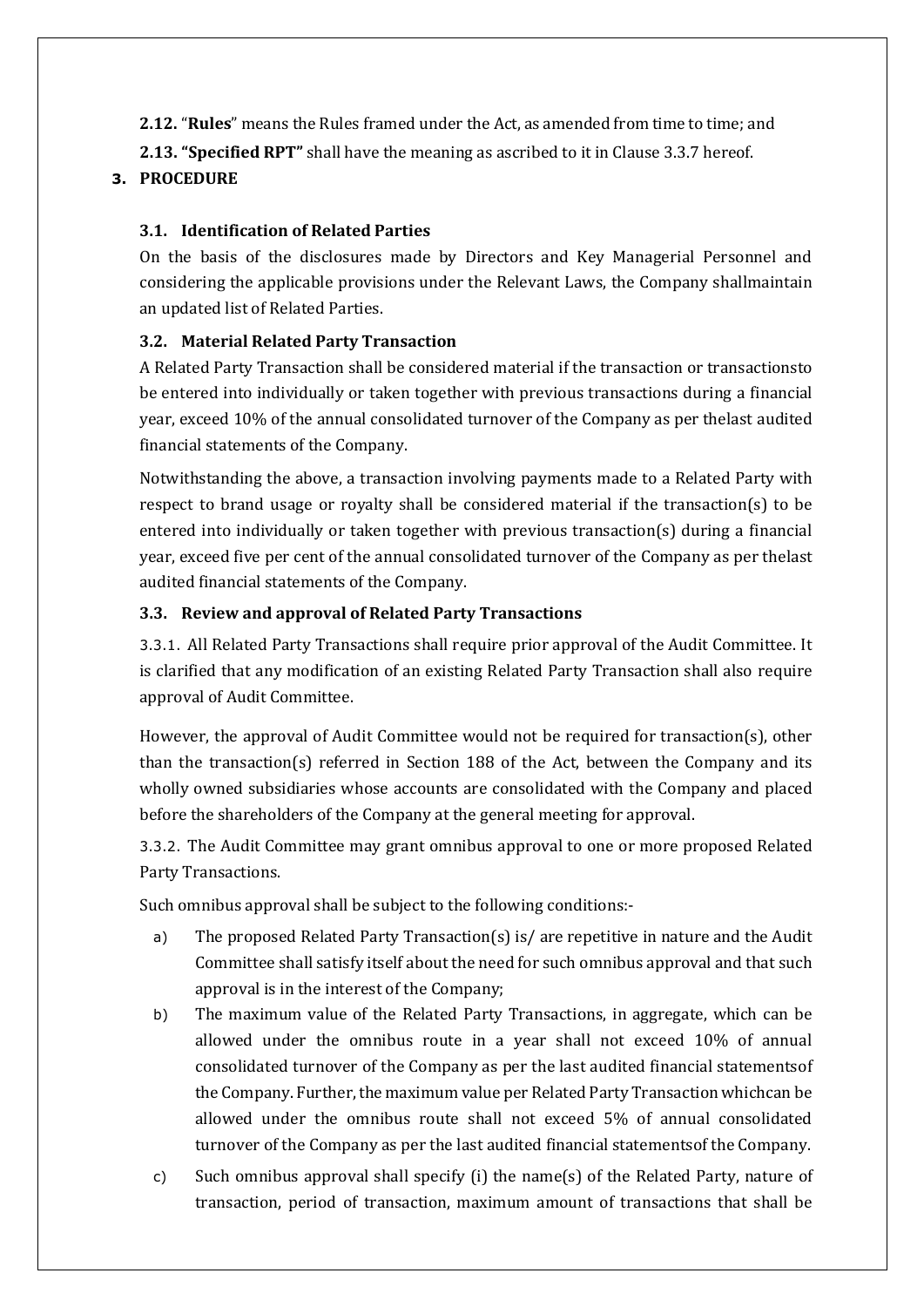**2.12.** "**Rules**" means the Rules framed under the Act, as amended from time to time; and

**2.13. "Specified RPT"** shall have the meaning as ascribed to it in Clause 3.3.7 hereof.

## 3. PROCEDURE

### 3.1. Identification of Related Parties

On the basis of the disclosures made by Directors and Key Managerial Personnel and considering the applicable provisions under the Relevant Laws, the Company shallmaintain an updated list of Related Parties.

### 3.2. Material Related Party Transaction

A Related Party Transaction shall be considered material if the transaction or transactionsto be entered into individually or taken together with previous transactions during a financial year, exceed 10% of the annual consolidated turnover of the Company as per thelast audited financial statements of the Company.

Notwithstanding the above, a transaction involving payments made to a Related Party with respect to brand usage or royalty shall be considered material if the transaction(s) to be entered into individually or taken together with previous transaction(s) during a financial year, exceed five per cent of the annual consolidated turnover of the Company as per thelast audited financial statements of the Company.

### 3.3. Review and approval of Related Party Transactions

3.3.1. All Related Party Transactions shall require prior approval of the Audit Committee. It is clarified that any modification of an existing Related Party Transaction shall also require approval of Audit Committee.

However, the approval of Audit Committee would not be required for transaction(s), other than the transaction(s) referred in Section 188 of the Act, between the Company and its wholly owned subsidiaries whose accounts are consolidated with the Company and placed before the shareholders of the Company at the general meeting for approval.

3.3.2. The Audit Committee may grant omnibus approval to one or more proposed Related Party Transactions.

Such omnibus approval shall be subject to the following conditions:-

a) The proposed Related Party Transaction(s) is/ are repetitive in nature and the Audit Committee shall satisfy itself about the need for such omnibus approval and that such approval is in the interest of the Company;

b) The maximum value of the Related Party Transactions, in aggregate, which can be allowed under the omnibus route in a year shall not exceed 10% of annual consolidated turnover of the Company as per the last audited financial statementsof the Company. Further, the maximum value per Related Party Transaction whichcan be allowed under the omnibus route shall not exceed 5% of annual consolidated turnover of the Company as per the last audited financial statementsof the Company.

c) Such omnibus approval shall specify (i) the name(s) of the Related Party, nature of transaction, period of transaction, maximum amount of transactions that shall be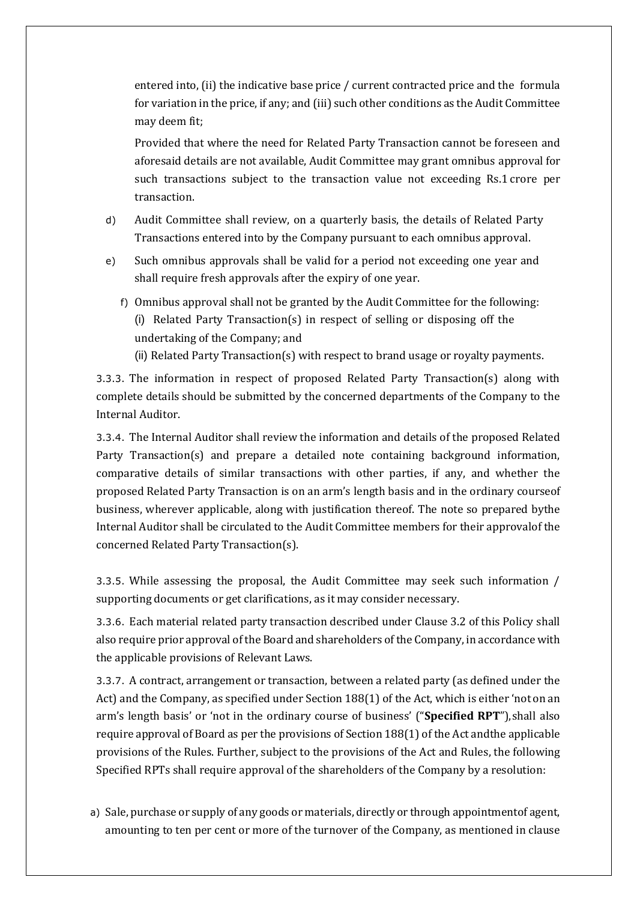entered into, (ii) the indicative base price / current contracted price and the formula for variation in the price, if any; and (iii) such other conditions as the Audit Committee may deem fit;

Provided that where the need for Related Party Transaction cannot be foreseen and aforesaid details are not available, Audit Committee may grant omnibus approval for such transactions subject to the transaction value not exceeding Rs.1 crore per transaction.

d) Audit Committee shall review, on a quarterly basis, the details of Related Party Transactions entered into by the Company pursuant to each omnibus approval.

e) Such omnibus approvals shall be valid for a period not exceeding one year and shall require fresh approvals after the expiry of one year.

f) Omnibus approval shall not be granted by the Audit Committee for the following:
   (i) Related Party Transaction(s) in respect of selling or disposing off the undertaking of the Company; and
   (ii) Related Party Transaction(s) with respect to brand usage or royalty payments.

3.3.3. The information in respect of proposed Related Party Transaction(s) along with complete details should be submitted by the concerned departments of the Company to the Internal Auditor.

3.3.4. The Internal Auditor shall review the information and details of the proposed Related Party Transaction(s) and prepare a detailed note containing background information, comparative details of similar transactions with other parties, if any, and whether the proposed Related Party Transaction is on an arm's length basis and in the ordinary courseof business, wherever applicable, along with justification thereof. The note so prepared bythe Internal Auditor shall be circulated to the Audit Committee members for their approvalof the concerned Related Party Transaction(s).

3.3.5. While assessing the proposal, the Audit Committee may seek such information / supporting documents or get clarifications, as it may consider necessary.

3.3.6. Each material related party transaction described under Clause 3.2 of this Policy shall also require prior approval of the Board and shareholders of the Company, in accordance with the applicable provisions of Relevant Laws.

3.3.7. A contract, arrangement or transaction, between a related party (as defined under the Act) and the Company, as specified under Section 188(1) of the Act, which is either 'noton an arm's length basis' or 'not in the ordinary course of business' ("**Specified RPT**"),shall also require approval of Board as per the provisions of Section 188(1) of the Act andthe applicable provisions of the Rules. Further, subject to the provisions of the Act and Rules, the following Specified RPTs shall require approval of the shareholders of the Company by a resolution:

a) Sale, purchase or supply of any goods or materials, directly or through appointmentof agent, amounting to ten per cent or more of the turnover of the Company, as mentioned in clause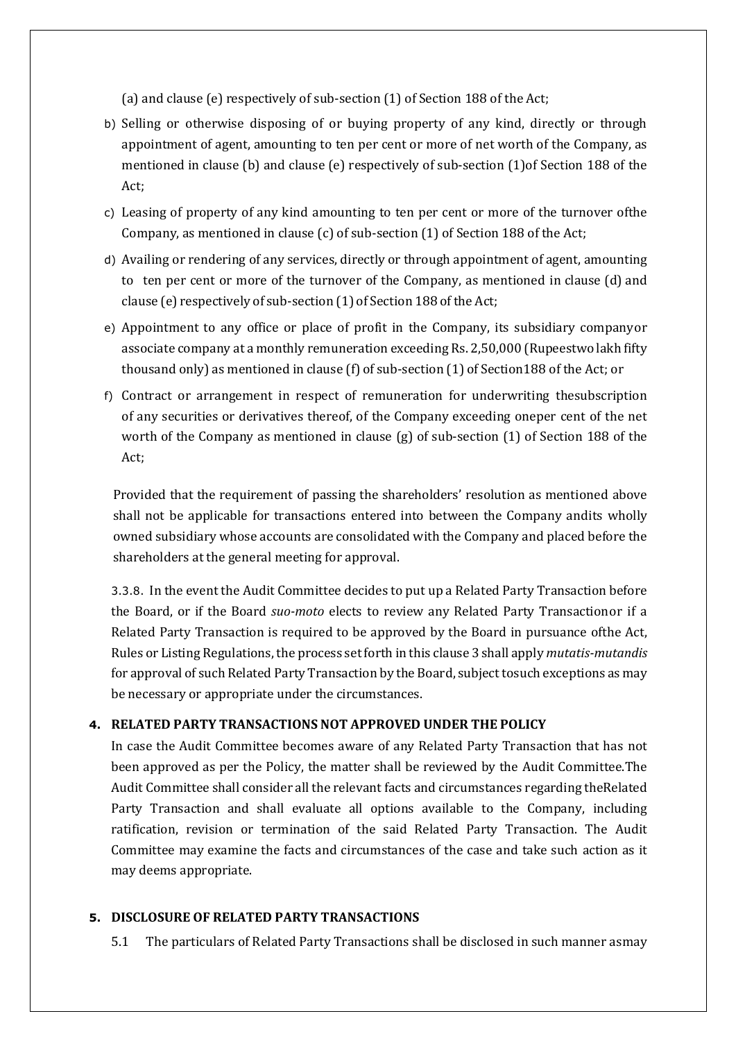(a) and clause (e) respectively of sub-section (1) of Section 188 of the Act;

b) Selling or otherwise disposing of or buying property of any kind, directly or through appointment of agent, amounting to ten per cent or more of net worth of the Company, as mentioned in clause (b) and clause (e) respectively of sub-section (1)of Section 188 of the Act;

c) Leasing of property of any kind amounting to ten per cent or more of the turnover ofthe Company, as mentioned in clause (c) of sub-section (1) of Section 188 of the Act;

d) Availing or rendering of any services, directly or through appointment of agent, amounting to ten per cent or more of the turnover of the Company, as mentioned in clause (d) and clause (e) respectively of sub-section (1) of Section 188 of the Act;

e) Appointment to any office or place of profit in the Company, its subsidiary companyor associate company at a monthly remuneration exceeding Rs. 2,50,000 (Rupeestwo lakh fifty thousand only) as mentioned in clause (f) of sub-section (1) of Section188 of the Act; or

f) Contract or arrangement in respect of remuneration for underwriting thesubscription of any securities or derivatives thereof, of the Company exceeding oneper cent of the net worth of the Company as mentioned in clause (g) of sub-section (1) of Section 188 of the Act;

Provided that the requirement of passing the shareholders' resolution as mentioned above shall not be applicable for transactions entered into between the Company andits wholly owned subsidiary whose accounts are consolidated with the Company and placed before the shareholders at the general meeting for approval.

3.3.8. In the event the Audit Committee decides to put up a Related Party Transaction before the Board, or if the Board *suo-moto* elects to review any Related Party Transactionor if a Related Party Transaction is required to be approved by the Board in pursuance ofthe Act, Rules or Listing Regulations, the process set forth in this clause 3 shall apply *mutatis-mutandis* for approval of such Related Party Transaction by the Board, subject tosuch exceptions as may be necessary or appropriate under the circumstances.

## 4. RELATED PARTY TRANSACTIONS NOT APPROVED UNDER THE POLICY

In case the Audit Committee becomes aware of any Related Party Transaction that has not been approved as per the Policy, the matter shall be reviewed by the Audit Committee.The Audit Committee shall consider all the relevant facts and circumstances regarding theRelated Party Transaction and shall evaluate all options available to the Company, including ratification, revision or termination of the said Related Party Transaction. The Audit Committee may examine the facts and circumstances of the case and take such action as it may deems appropriate.

## 5. DISCLOSURE OF RELATED PARTY TRANSACTIONS

5.1 The particulars of Related Party Transactions shall be disclosed in such manner asmay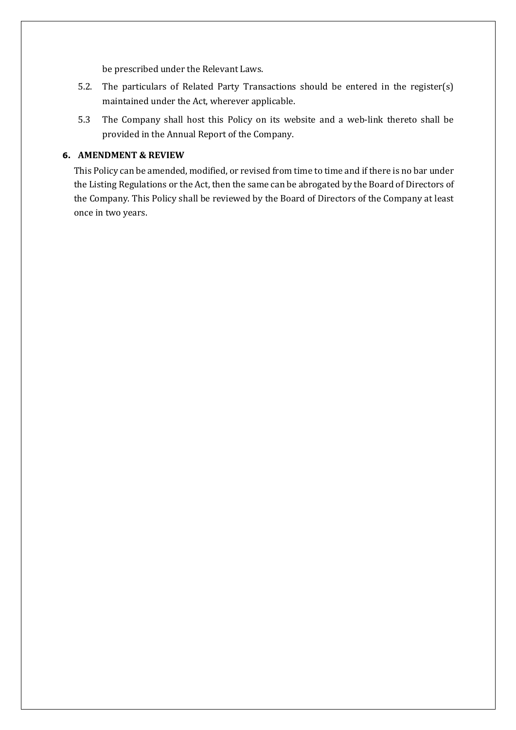be prescribed under the Relevant Laws.

5.2. The particulars of Related Party Transactions should be entered in the register(s) maintained under the Act, wherever applicable.

5.3 The Company shall host this Policy on its website and a web-link thereto shall be provided in the Annual Report of the Company.

## 6. AMENDMENT & REVIEW

This Policy can be amended, modified, or revised from time to time and if there is no bar under the Listing Regulations or the Act, then the same can be abrogated by the Board of Directors of the Company. This Policy shall be reviewed by the Board of Directors of the Company at least once in two years.